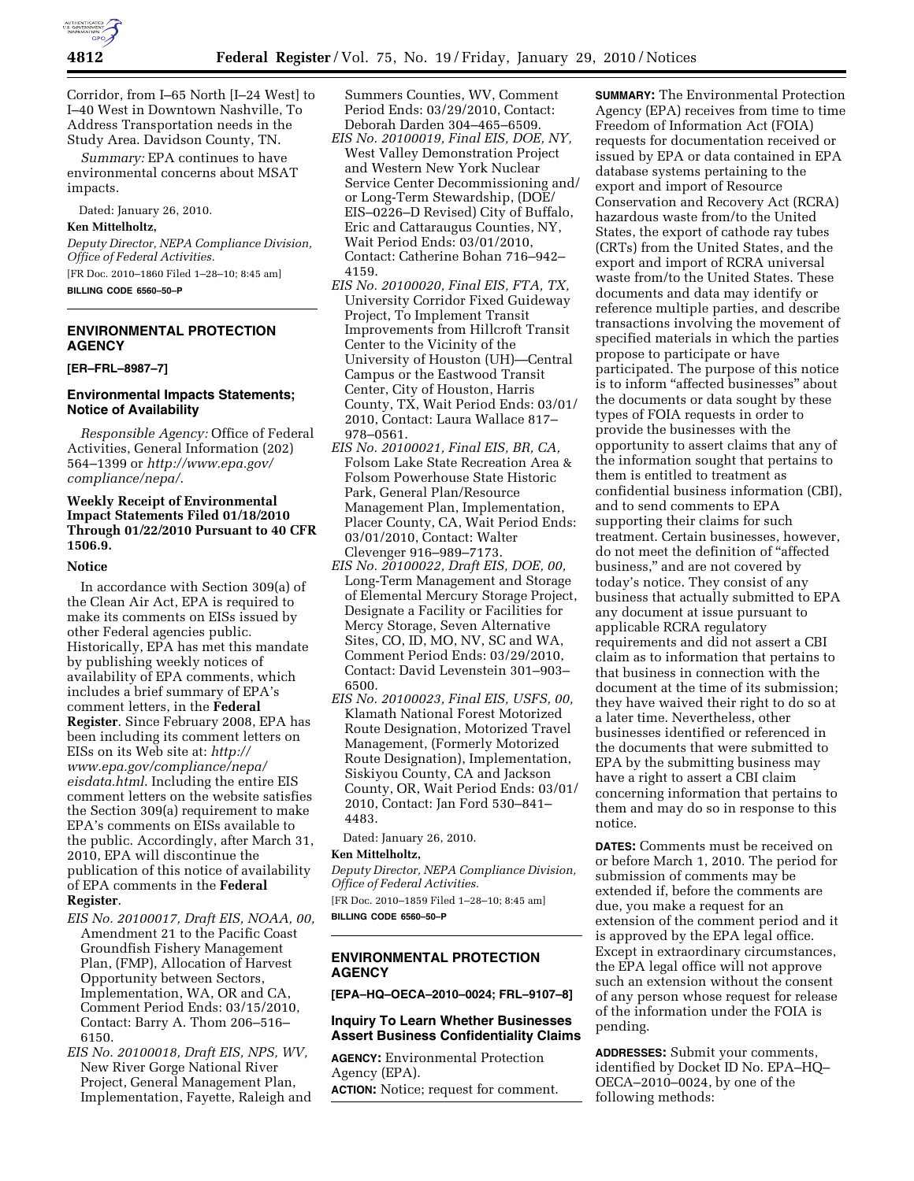Corridor, from I–65 North [I–24 West] to I–40 West in Downtown Nashville, To Address Transportation needs in the Study Area. Davidson County, TN.

*Summary:* EPA continues to have environmental concerns about MSAT impacts.

Dated: January 26, 2010.

**Ken Mittelholtz,**

*Deputy Director, NEPA Compliance Division, Office of Federal Activities.*

[FR Doc. 2010–1860 Filed 1–28–10; 8:45 am]

**BILLING CODE 6560–50–P**

---

## ENVIRONMENTAL PROTECTION AGENCY

**[ER–FRL–8987–7]**

### Environmental Impacts Statements; Notice of Availability

*Responsible Agency:* Office of Federal Activities, General Information (202) 564–1399 or *http://www.epa.gov/compliance/nepa/*.

### Weekly Receipt of Environmental Impact Statements Filed 01/18/2010 Through 01/22/2010 Pursuant to 40 CFR 1506.9.

### Notice

In accordance with Section 309(a) of the Clean Air Act, EPA is required to make its comments on EISs issued by other Federal agencies public. Historically, EPA has met this mandate by publishing weekly notices of availability of EPA comments, which includes a brief summary of EPA's comment letters, in the **Federal Register**. Since February 2008, EPA has been including its comment letters on EISs on its Web site at: *http://www.epa.gov/compliance/nepa/eisdata.html.* Including the entire EIS comment letters on the website satisfies the Section 309(a) requirement to make EPA's comments on EISs available to the public. Accordingly, after March 31, 2010, EPA will discontinue the publication of this notice of availability of EPA comments in the **Federal Register**.

*EIS No. 20100017, Draft EIS, NOAA, 00,* Amendment 21 to the Pacific Coast Groundfish Fishery Management Plan, (FMP), Allocation of Harvest Opportunity between Sectors, Implementation, WA, OR and CA, Comment Period Ends: 03/15/2010, Contact: Barry A. Thom 206–516–6150.

*EIS No. 20100018, Draft EIS, NPS, WV,* New River Gorge National River Project, General Management Plan, Implementation, Fayette, Raleigh and Summers Counties, WV, Comment Period Ends: 03/29/2010, Contact: Deborah Darden 304–465–6509.

*EIS No. 20100019, Final EIS, DOE, NY,* West Valley Demonstration Project and Western New York Nuclear Service Center Decommissioning and/or Long-Term Stewardship, (DOE/EIS–0226–D Revised) City of Buffalo, Eric and Cattaraugus Counties, NY, Wait Period Ends: 03/01/2010, Contact: Catherine Bohan 716–942–4159.

*EIS No. 20100020, Final EIS, FTA, TX,* University Corridor Fixed Guideway Project, To Implement Transit Improvements from Hillcroft Transit Center to the Vicinity of the University of Houston (UH)—Central Campus or the Eastwood Transit Center, City of Houston, Harris County, TX, Wait Period Ends: 03/01/2010, Contact: Laura Wallace 817–978–0561.

*EIS No. 20100021, Final EIS, BR, CA,* Folsom Lake State Recreation Area & Folsom Powerhouse State Historic Park, General Plan/Resource Management Plan, Implementation, Placer County, CA, Wait Period Ends: 03/01/2010, Contact: Walter Clevenger 916–989–7173.

*EIS No. 20100022, Draft EIS, DOE, 00,* Long-Term Management and Storage of Elemental Mercury Storage Project, Designate a Facility or Facilities for Mercy Storage, Seven Alternative Sites, CO, ID, MO, NV, SC and WA, Comment Period Ends: 03/29/2010, Contact: David Levenstein 301–903–6500.

*EIS No. 20100023, Final EIS, USFS, 00,* Klamath National Forest Motorized Route Designation, Motorized Travel Management, (Formerly Motorized Route Designation), Implementation, Siskiyou County, CA and Jackson County, OR, Wait Period Ends: 03/01/2010, Contact: Jan Ford 530–841–4483.

Dated: January 26, 2010.

**Ken Mittelholtz,**

*Deputy Director, NEPA Compliance Division, Office of Federal Activities.*

[FR Doc. 2010–1859 Filed 1–28–10; 8:45 am]

**BILLING CODE 6560–50–P**

---

## ENVIRONMENTAL PROTECTION AGENCY

**[EPA–HQ–OECA–2010–0024; FRL–9107–8]**

### Inquiry To Learn Whether Businesses Assert Business Confidentiality Claims

**AGENCY:** Environmental Protection Agency (EPA).

**ACTION:** Notice; request for comment.

**SUMMARY:** The Environmental Protection Agency (EPA) receives from time to time Freedom of Information Act (FOIA) requests for documentation received or issued by EPA or data contained in EPA database systems pertaining to the export and import of Resource Conservation and Recovery Act (RCRA) hazardous waste from/to the United States, the export of cathode ray tubes (CRTs) from the United States, and the export and import of RCRA universal waste from/to the United States. These documents and data may identify or reference multiple parties, and describe transactions involving the movement of specified materials in which the parties propose to participate or have participated. The purpose of this notice is to inform "affected businesses" about the documents or data sought by these types of FOIA requests in order to provide the businesses with the opportunity to assert claims that any of the information sought that pertains to them is entitled to treatment as confidential business information (CBI), and to send comments to EPA supporting their claims for such treatment. Certain businesses, however, do not meet the definition of "affected business," and are not covered by today's notice. They consist of any business that actually submitted to EPA any document at issue pursuant to applicable RCRA regulatory requirements and did not assert a CBI claim as to information that pertains to that business in connection with the document at the time of its submission; they have waived their right to do so at a later time. Nevertheless, other businesses identified or referenced in the documents that were submitted to EPA by the submitting business may have a right to assert a CBI claim concerning information that pertains to them and may do so in response to this notice.

**DATES:** Comments must be received on or before March 1, 2010. The period for submission of comments may be extended if, before the comments are due, you make a request for an extension of the comment period and it is approved by the EPA legal office. Except in extraordinary circumstances, the EPA legal office will not approve such an extension without the consent of any person whose request for release of the information under the FOIA is pending.

**ADDRESSES:** Submit your comments, identified by Docket ID No. EPA–HQ–OECA–2010–0024, by one of the following methods: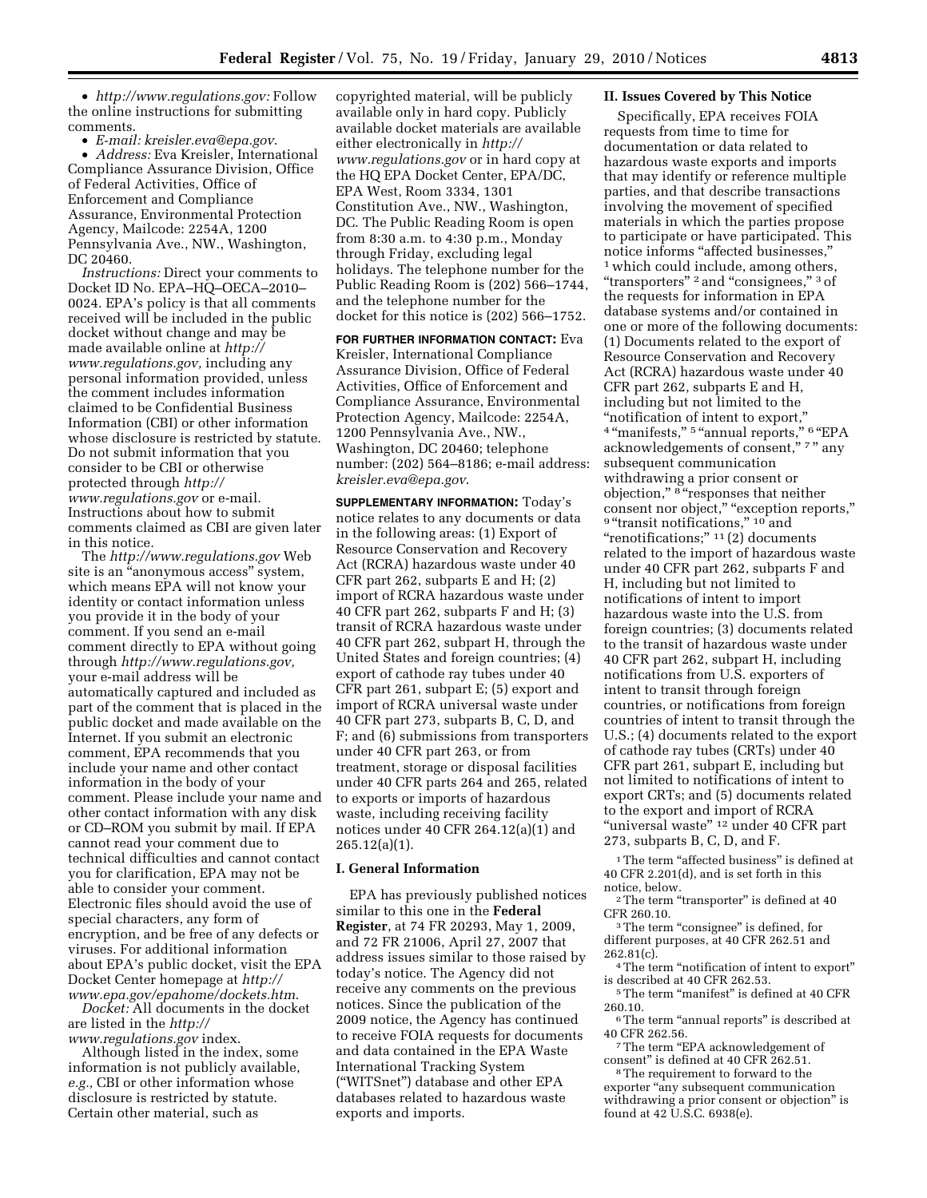- *http://www.regulations.gov:* Follow the online instructions for submitting comments.
- *E-mail: kreisler.eva@epa.gov.*
- *Address:* Eva Kreisler, International Compliance Assurance Division, Office of Federal Activities, Office of Enforcement and Compliance Assurance, Environmental Protection Agency, Mailcode: 2254A, 1200 Pennsylvania Ave., NW., Washington, DC 20460.

*Instructions:* Direct your comments to Docket ID No. EPA–HQ–OECA–2010–0024. EPA's policy is that all comments received will be included in the public docket without change and may be made available online at *http://www.regulations.gov,* including any personal information provided, unless the comment includes information claimed to be Confidential Business Information (CBI) or other information whose disclosure is restricted by statute. Do not submit information that you consider to be CBI or otherwise protected through *http://www.regulations.gov* or e-mail. Instructions about how to submit comments claimed as CBI are given later in this notice.

The *http://www.regulations.gov* Web site is an "anonymous access" system, which means EPA will not know your identity or contact information unless you provide it in the body of your comment. If you send an e-mail comment directly to EPA without going through *http://www.regulations.gov,* your e-mail address will be automatically captured and included as part of the comment that is placed in the public docket and made available on the Internet. If you submit an electronic comment, EPA recommends that you include your name and other contact information in the body of your comment. Please include your name and other contact information with any disk or CD–ROM you submit by mail. If EPA cannot read your comment due to technical difficulties and cannot contact you for clarification, EPA may not be able to consider your comment. Electronic files should avoid the use of special characters, any form of encryption, and be free of any defects or viruses. For additional information about EPA's public docket, visit the EPA Docket Center homepage at *http://www.epa.gov/epahome/dockets.htm.*

*Docket:* All documents in the docket are listed in the *http://www.regulations.gov* index.

Although listed in the index, some information is not publicly available, *e.g.,* CBI or other information whose disclosure is restricted by statute. Certain other material, such as copyrighted material, will be publicly available only in hard copy. Publicly available docket materials are available either electronically in *http://www.regulations.gov* or in hard copy at the HQ EPA Docket Center, EPA/DC, EPA West, Room 3334, 1301 Constitution Ave., NW., Washington, DC. The Public Reading Room is open from 8:30 a.m. to 4:30 p.m., Monday through Friday, excluding legal holidays. The telephone number for the Public Reading Room is (202) 566–1744, and the telephone number for the docket for this notice is (202) 566–1752.

**FOR FURTHER INFORMATION CONTACT:** Eva Kreisler, International Compliance Assurance Division, Office of Federal Activities, Office of Enforcement and Compliance Assurance, Environmental Protection Agency, Mailcode: 2254A, 1200 Pennsylvania Ave., NW., Washington, DC 20460; telephone number: (202) 564–8186; e-mail address: *kreisler.eva@epa.gov.*

**SUPPLEMENTARY INFORMATION:** Today's notice relates to any documents or data in the following areas: (1) Export of Resource Conservation and Recovery Act (RCRA) hazardous waste under 40 CFR part 262, subparts E and H; (2) import of RCRA hazardous waste under 40 CFR part 262, subparts F and H; (3) transit of RCRA hazardous waste under 40 CFR part 262, subpart H, through the United States and foreign countries; (4) export of cathode ray tubes under 40 CFR part 261, subpart E; (5) export and import of RCRA universal waste under 40 CFR part 273, subparts B, C, D, and F; and (6) submissions from transporters under 40 CFR part 263, or from treatment, storage or disposal facilities under 40 CFR parts 264 and 265, related to exports or imports of hazardous waste, including receiving facility notices under 40 CFR 264.12(a)(1) and 265.12(a)(1).

## I. General Information

EPA has previously published notices similar to this one in the **Federal Register**, at 74 FR 20293, May 1, 2009, and 72 FR 21006, April 27, 2007 that address issues similar to those raised by today's notice. The Agency did not receive any comments on the previous notices. Since the publication of the 2009 notice, the Agency has continued to receive FOIA requests for documents and data contained in the EPA Waste International Tracking System ("WITSnet") database and other EPA databases related to hazardous waste exports and imports.

## II. Issues Covered by This Notice

Specifically, EPA receives FOIA requests from time to time for documentation or data related to hazardous waste exports and imports that may identify or reference multiple parties, and that describe transactions involving the movement of specified materials in which the parties propose to participate or have participated. This notice informs "affected businesses," [1] which could include, among others, "transporters" [2] and "consignees," [3] of the requests for information in EPA database systems and/or contained in one or more of the following documents: (1) Documents related to the export of Resource Conservation and Recovery Act (RCRA) hazardous waste under 40 CFR part 262, subparts E and H, including but not limited to the "notification of intent to export," [4] "manifests," [5] "annual reports," [6] "EPA acknowledgements of consent," [7] " any subsequent communication withdrawing a prior consent or objection," [8] "responses that neither consent nor object," "exception reports," [9] "transit notifications," [10] and "renotifications;" [11] (2) documents related to the import of hazardous waste under 40 CFR part 262, subparts F and H, including but not limited to notifications of intent to import hazardous waste into the U.S. from foreign countries; (3) documents related to the transit of hazardous waste under 40 CFR part 262, subpart H, including notifications from U.S. exporters of intent to transit through foreign countries, or notifications from foreign countries of intent to transit through the U.S.; (4) documents related to the export of cathode ray tubes (CRTs) under 40 CFR part 261, subpart E, including but not limited to notifications of intent to export CRTs; and (5) documents related to the export and import of RCRA "universal waste" [12] under 40 CFR part 273, subparts B, C, D, and F.

[1] The term "affected business" is defined at 40 CFR 2.201(d), and is set forth in this notice, below.

[2] The term "transporter" is defined at 40 CFR 260.10.

[3] The term "consignee" is defined, for different purposes, at 40 CFR 262.51 and 262.81(c).

[4] The term "notification of intent to export" is described at 40 CFR 262.53.

[5] The term "manifest" is defined at 40 CFR 260.10.

[6] The term "annual reports" is described at 40 CFR 262.56.

[7] The term "EPA acknowledgement of consent" is defined at 40 CFR 262.51.

[8] The requirement to forward to the exporter "any subsequent communication withdrawing a prior consent or objection" is found at 42 U.S.C. 6938(e).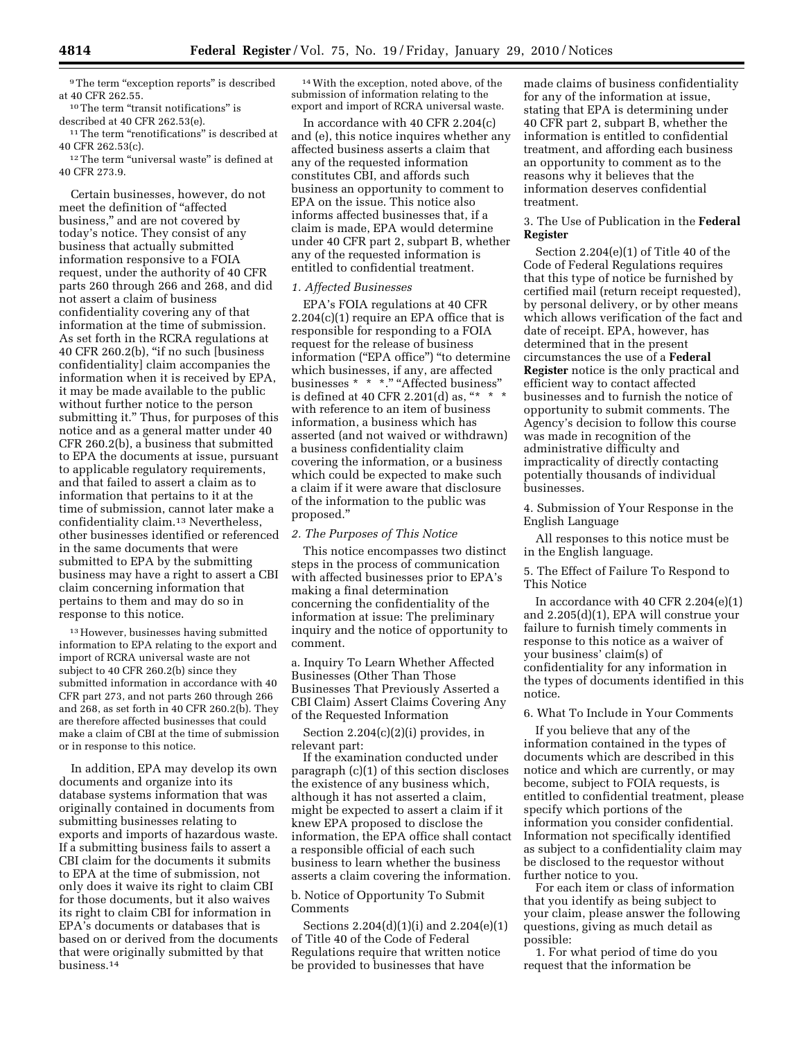[9] The term "exception reports" is described at 40 CFR 262.55.

[10] The term "transit notifications" is described at 40 CFR 262.53(e).

[11] The term "renotifications" is described at 40 CFR 262.53(c).

[12] The term "universal waste" is defined at 40 CFR 273.9.

Certain businesses, however, do not meet the definition of "affected business," and are not covered by today's notice. They consist of any business that actually submitted information responsive to a FOIA request, under the authority of 40 CFR parts 260 through 266 and 268, and did not assert a claim of business confidentiality covering any of that information at the time of submission. As set forth in the RCRA regulations at 40 CFR 260.2(b), "if no such [business confidentiality] claim accompanies the information when it is received by EPA, it may be made available to the public without further notice to the person submitting it." Thus, for purposes of this notice and as a general matter under 40 CFR 260.2(b), a business that submitted to EPA the documents at issue, pursuant to applicable regulatory requirements, and that failed to assert a claim as to information that pertains to it at the time of submission, cannot later make a confidentiality claim.[13] Nevertheless, other businesses identified or referenced in the same documents that were submitted to EPA by the submitting business may have a right to assert a CBI claim concerning information that pertains to them and may do so in response to this notice.

[13] However, businesses having submitted information to EPA relating to the export and import of RCRA universal waste are not subject to 40 CFR 260.2(b) since they submitted information in accordance with 40 CFR part 273, and not parts 260 through 266 and 268, as set forth in 40 CFR 260.2(b). They are therefore affected businesses that could make a claim of CBI at the time of submission or in response to this notice.

In addition, EPA may develop its own documents and organize into its database systems information that was originally contained in documents from submitting businesses relating to exports and imports of hazardous waste. If a submitting business fails to assert a CBI claim for the documents it submits to EPA at the time of submission, not only does it waive its right to claim CBI for those documents, but it also waives its right to claim CBI for information in EPA's documents or databases that is based on or derived from the documents that were originally submitted by that business.[14]

[14] With the exception, noted above, of the submission of information relating to the export and import of RCRA universal waste.

In accordance with 40 CFR 2.204(c) and (e), this notice inquires whether any affected business asserts a claim that any of the requested information constitutes CBI, and affords such business an opportunity to comment to EPA on the issue. This notice also informs affected businesses that, if a claim is made, EPA would determine under 40 CFR part 2, subpart B, whether any of the requested information is entitled to confidential treatment.

*1. Affected Businesses*

EPA's FOIA regulations at 40 CFR 2.204(c)(1) require an EPA office that is responsible for responding to a FOIA request for the release of business information ("EPA office") "to determine which businesses, if any, are affected businesses * * *." "Affected business" is defined at 40 CFR 2.201(d) as, "* * * with reference to an item of business information, a business which has asserted (and not waived or withdrawn) a business confidentiality claim covering the information, or a business which could be expected to make such a claim if it were aware that disclosure of the information to the public was proposed."

*2. The Purposes of This Notice*

This notice encompasses two distinct steps in the process of communication with affected businesses prior to EPA's making a final determination concerning the confidentiality of the information at issue: The preliminary inquiry and the notice of opportunity to comment.

a. Inquiry To Learn Whether Affected Businesses (Other Than Those Businesses That Previously Asserted a CBI Claim) Assert Claims Covering Any of the Requested Information

Section 2.204(c)(2)(i) provides, in relevant part:

If the examination conducted under paragraph (c)(1) of this section discloses the existence of any business which, although it has not asserted a claim, might be expected to assert a claim if it knew EPA proposed to disclose the information, the EPA office shall contact a responsible official of each such business to learn whether the business asserts a claim covering the information.

b. Notice of Opportunity To Submit Comments

Sections 2.204(d)(1)(i) and 2.204(e)(1) of Title 40 of the Code of Federal Regulations require that written notice be provided to businesses that have made claims of business confidentiality for any of the information at issue, stating that EPA is determining under 40 CFR part 2, subpart B, whether the information is entitled to confidential treatment, and affording each business an opportunity to comment as to the reasons why it believes that the information deserves confidential treatment.

3. The Use of Publication in the **Federal Register**

Section 2.204(e)(1) of Title 40 of the Code of Federal Regulations requires that this type of notice be furnished by certified mail (return receipt requested), by personal delivery, or by other means which allows verification of the fact and date of receipt. EPA, however, has determined that in the present circumstances the use of a **Federal Register** notice is the only practical and efficient way to contact affected businesses and to furnish the notice of opportunity to submit comments. The Agency's decision to follow this course was made in recognition of the administrative difficulty and impracticality of directly contacting potentially thousands of individual businesses.

4. Submission of Your Response in the English Language

All responses to this notice must be in the English language.

5. The Effect of Failure To Respond to This Notice

In accordance with 40 CFR 2.204(e)(1) and 2.205(d)(1), EPA will construe your failure to furnish timely comments in response to this notice as a waiver of your business' claim(s) of confidentiality for any information in the types of documents identified in this notice.

6. What To Include in Your Comments

If you believe that any of the information contained in the types of documents which are described in this notice and which are currently, or may become, subject to FOIA requests, is entitled to confidential treatment, please specify which portions of the information you consider confidential. Information not specifically identified as subject to a confidentiality claim may be disclosed to the requestor without further notice to you.

For each item or class of information that you identify as being subject to your claim, please answer the following questions, giving as much detail as possible:

1. For what period of time do you request that the information be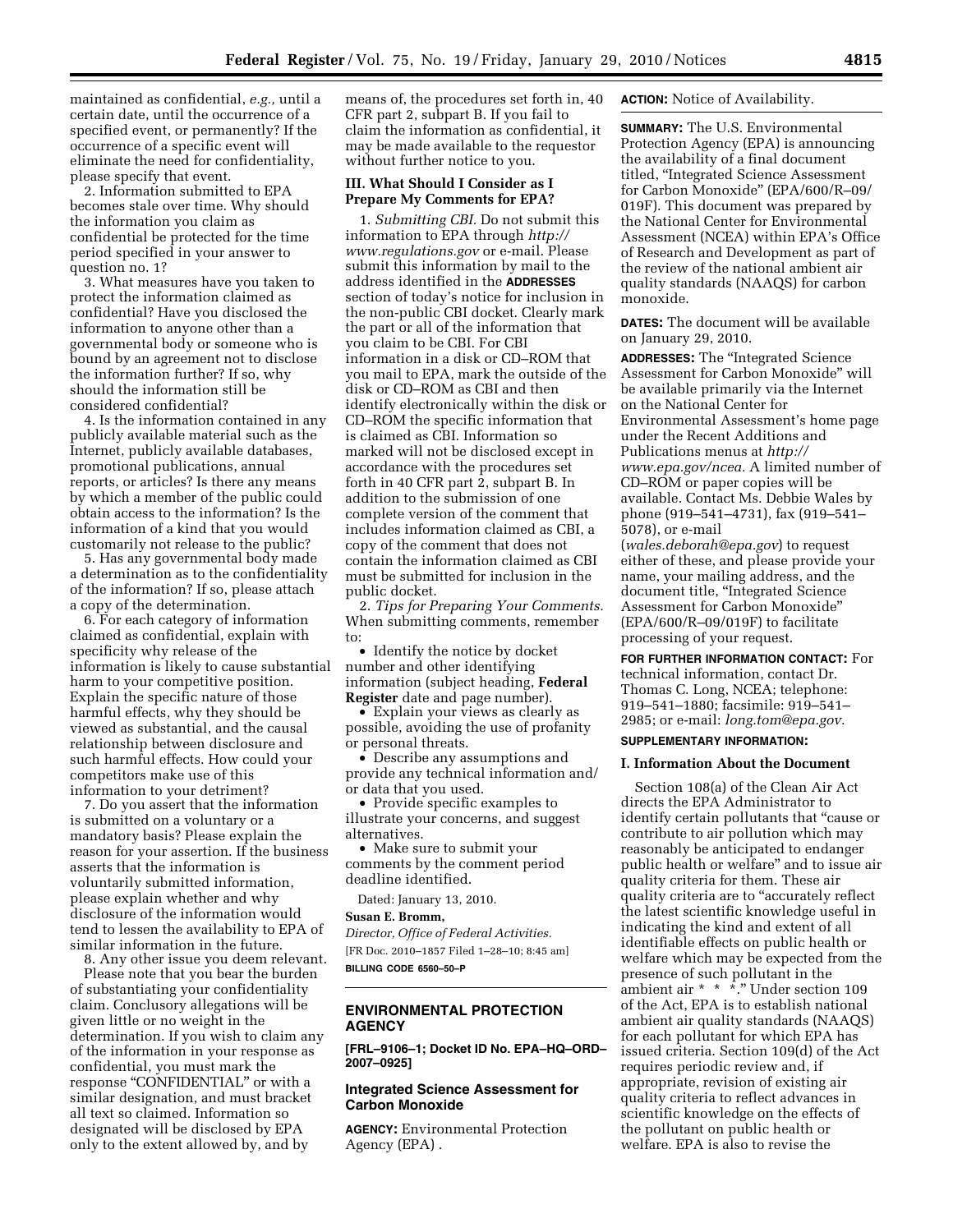maintained as confidential, *e.g.,* until a certain date, until the occurrence of a specified event, or permanently? If the occurrence of a specific event will eliminate the need for confidentiality, please specify that event.

2. Information submitted to EPA becomes stale over time. Why should the information you claim as confidential be protected for the time period specified in your answer to question no. 1?

3. What measures have you taken to protect the information claimed as confidential? Have you disclosed the information to anyone other than a governmental body or someone who is bound by an agreement not to disclose the information further? If so, why should the information still be considered confidential?

4. Is the information contained in any publicly available material such as the Internet, publicly available databases, promotional publications, annual reports, or articles? Is there any means by which a member of the public could obtain access to the information? Is the information of a kind that you would customarily not release to the public?

5. Has any governmental body made a determination as to the confidentiality of the information? If so, please attach a copy of the determination.

6. For each category of information claimed as confidential, explain with specificity why release of the information is likely to cause substantial harm to your competitive position. Explain the specific nature of those harmful effects, why they should be viewed as substantial, and the causal relationship between disclosure and such harmful effects. How could your competitors make use of this information to your detriment?

7. Do you assert that the information is submitted on a voluntary or a mandatory basis? Please explain the reason for your assertion. If the business asserts that the information is voluntarily submitted information, please explain whether and why disclosure of the information would tend to lessen the availability to EPA of similar information in the future.

8. Any other issue you deem relevant.

Please note that you bear the burden of substantiating your confidentiality claim. Conclusory allegations will be given little or no weight in the determination. If you wish to claim any of the information in your response as confidential, you must mark the response "CONFIDENTIAL" or with a similar designation, and must bracket all text so claimed. Information so designated will be disclosed by EPA only to the extent allowed by, and by means of, the procedures set forth in, 40 CFR part 2, subpart B. If you fail to claim the information as confidential, it may be made available to the requestor without further notice to you.

## III. What Should I Consider as I Prepare My Comments for EPA?

1. *Submitting CBI.* Do not submit this information to EPA through *http://www.regulations.gov* or e-mail. Please submit this information by mail to the address identified in the **ADDRESSES** section of today's notice for inclusion in the non-public CBI docket. Clearly mark the part or all of the information that you claim to be CBI. For CBI information in a disk or CD–ROM that you mail to EPA, mark the outside of the disk or CD–ROM as CBI and then identify electronically within the disk or CD–ROM the specific information that is claimed as CBI. Information so marked will not be disclosed except in accordance with the procedures set forth in 40 CFR part 2, subpart B. In addition to the submission of one complete version of the comment that includes information claimed as CBI, a copy of the comment that does not contain the information claimed as CBI must be submitted for inclusion in the public docket.

2. *Tips for Preparing Your Comments.* When submitting comments, remember to:

- Identify the notice by docket number and other identifying information (subject heading, **Federal Register** date and page number).
- Explain your views as clearly as possible, avoiding the use of profanity or personal threats.
- Describe any assumptions and provide any technical information and/or data that you used.
- Provide specific examples to illustrate your concerns, and suggest alternatives.
- Make sure to submit your comments by the comment period deadline identified.

Dated: January 13, 2010.

**Susan E. Bromm,**

*Director, Office of Federal Activities.*

[FR Doc. 2010–1857 Filed 1–28–10; 8:45 am]

**BILLING CODE 6560–50–P**

---

## ENVIRONMENTAL PROTECTION AGENCY

**[FRL–9106–1; Docket ID No. EPA–HQ–ORD–2007–0925]**

### Integrated Science Assessment for Carbon Monoxide

**AGENCY:** Environmental Protection Agency (EPA) .

**ACTION:** Notice of Availability.

**SUMMARY:** The U.S. Environmental Protection Agency (EPA) is announcing the availability of a final document titled, "Integrated Science Assessment for Carbon Monoxide" (EPA/600/R–09/019F). This document was prepared by the National Center for Environmental Assessment (NCEA) within EPA's Office of Research and Development as part of the review of the national ambient air quality standards (NAAQS) for carbon monoxide.

**DATES:** The document will be available on January 29, 2010.

**ADDRESSES:** The "Integrated Science Assessment for Carbon Monoxide" will be available primarily via the Internet on the National Center for Environmental Assessment's home page under the Recent Additions and Publications menus at *http://www.epa.gov/ncea.* A limited number of CD–ROM or paper copies will be available. Contact Ms. Debbie Wales by phone (919–541–4731), fax (919–541–5078), or e-mail (*wales.deborah@epa.gov*) to request either of these, and please provide your name, your mailing address, and the document title, "Integrated Science Assessment for Carbon Monoxide" (EPA/600/R–09/019F) to facilitate processing of your request.

**FOR FURTHER INFORMATION CONTACT:** For technical information, contact Dr. Thomas C. Long, NCEA; telephone: 919–541–1880; facsimile: 919–541–2985; or e-mail: *long.tom@epa.gov.*

**SUPPLEMENTARY INFORMATION:**

#### I. Information About the Document

Section 108(a) of the Clean Air Act directs the EPA Administrator to identify certain pollutants that "cause or contribute to air pollution which may reasonably be anticipated to endanger public health or welfare" and to issue air quality criteria for them. These air quality criteria are to "accurately reflect the latest scientific knowledge useful in indicating the kind and extent of all identifiable effects on public health or welfare which may be expected from the presence of such pollutant in the ambient air * * *." Under section 109 of the Act, EPA is to establish national ambient air quality standards (NAAQS) for each pollutant for which EPA has issued criteria. Section 109(d) of the Act requires periodic review and, if appropriate, revision of existing air quality criteria to reflect advances in scientific knowledge on the effects of the pollutant on public health or welfare. EPA is also to revise the